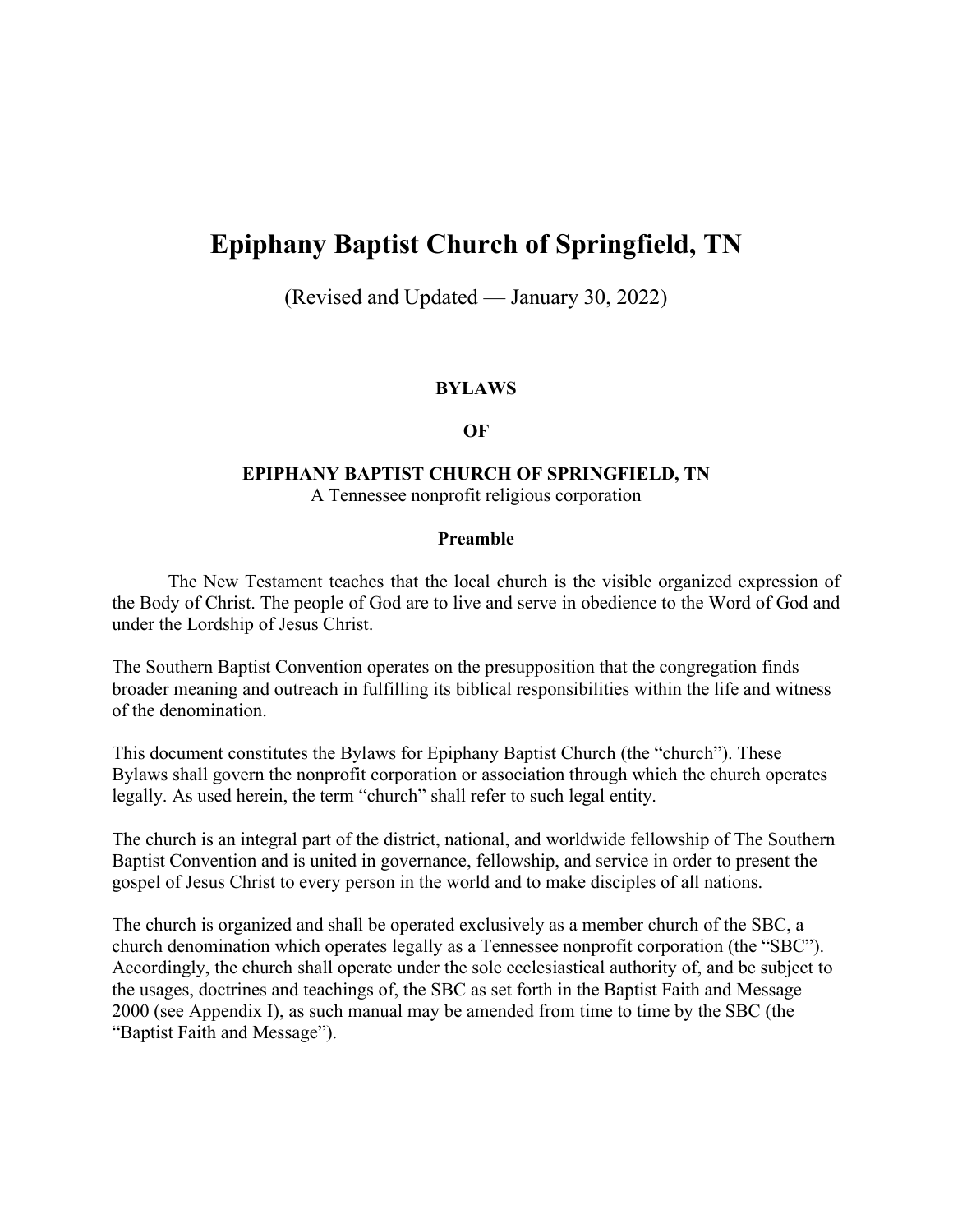# Epiphany Baptist Church of Springfield, TN

(Revised and Updated — January 30, 2022)

**BYLAWS**

**OF**

**EPIPHANY BAPTIST CHURCH OF SPRINGFIELD, TN**

A Tennessee nonprofit religious corporation

## Preamble

The New Testament teaches that the local church is the visible organized expression of the Body of Christ. The people of God are to live and serve in obedience to the Word of God and under the Lordship of Jesus Christ.

The Southern Baptist Convention operates on the presupposition that the congregation finds broader meaning and outreach in fulfilling its biblical responsibilities within the life and witness of the denomination.

This document constitutes the Bylaws for Epiphany Baptist Church (the "church"). These Bylaws shall govern the nonprofit corporation or association through which the church operates legally. As used herein, the term "church" shall refer to such legal entity.

The church is an integral part of the district, national, and worldwide fellowship of The Southern Baptist Convention and is united in governance, fellowship, and service in order to present the gospel of Jesus Christ to every person in the world and to make disciples of all nations.

The church is organized and shall be operated exclusively as a member church of the SBC, a church denomination which operates legally as a Tennessee nonprofit corporation (the "SBC"). Accordingly, the church shall operate under the sole ecclesiastical authority of, and be subject to the usages, doctrines and teachings of, the SBC as set forth in the Baptist Faith and Message 2000 (see Appendix I), as such manual may be amended from time to time by the SBC (the "Baptist Faith and Message").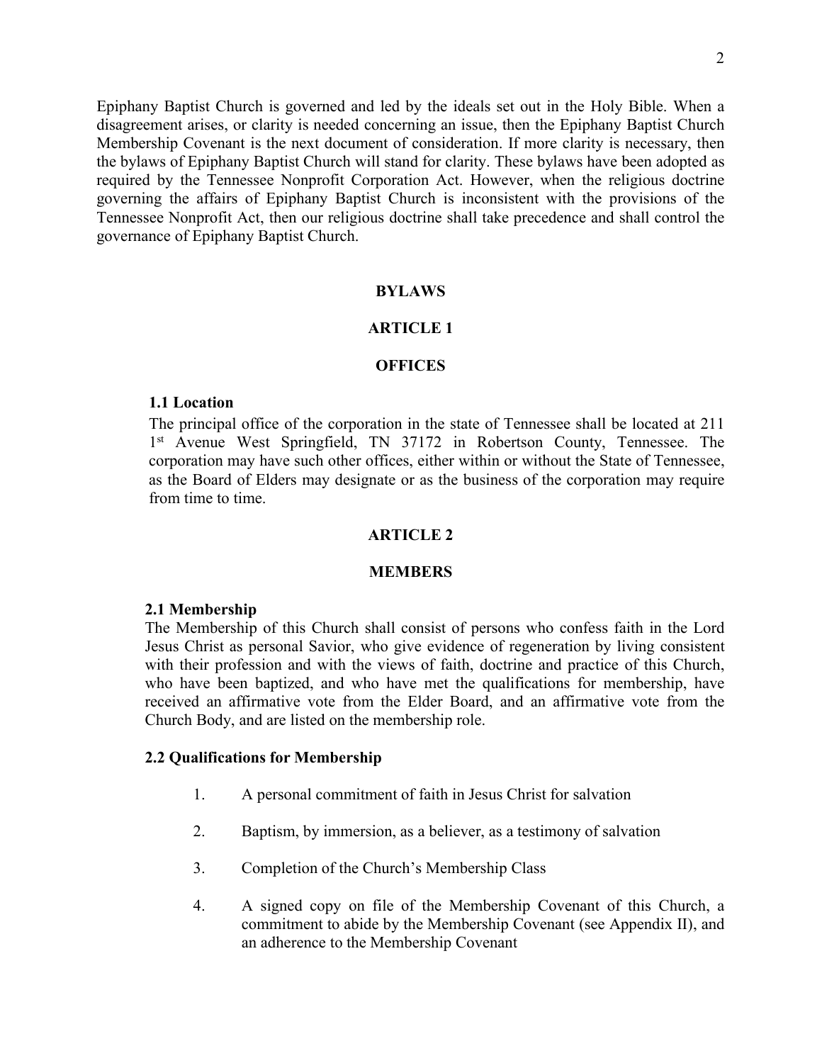Epiphany Baptist Church is governed and led by the ideals set out in the Holy Bible. When a disagreement arises, or clarity is needed concerning an issue, then the Epiphany Baptist Church Membership Covenant is the next document of consideration. If more clarity is necessary, then the bylaws of Epiphany Baptist Church will stand for clarity. These bylaws have been adopted as required by the Tennessee Nonprofit Corporation Act. However, when the religious doctrine governing the affairs of Epiphany Baptist Church is inconsistent with the provisions of the Tennessee Nonprofit Act, then our religious doctrine shall take precedence and shall control the governance of Epiphany Baptist Church.

# BYLAWS

## ARTICLE 1

## OFFICES

### 1.1 Location

The principal office of the corporation in the state of Tennessee shall be located at 211 1st Avenue West Springfield, TN 37172 in Robertson County, Tennessee. The corporation may have such other offices, either within or without the State of Tennessee, as the Board of Elders may designate or as the business of the corporation may require from time to time.

## ARTICLE 2

## MEMBERS

### 2.1 Membership

The Membership of this Church shall consist of persons who confess faith in the Lord Jesus Christ as personal Savior, who give evidence of regeneration by living consistent with their profession and with the views of faith, doctrine and practice of this Church, who have been baptized, and who have met the qualifications for membership, have received an affirmative vote from the Elder Board, and an affirmative vote from the Church Body, and are listed on the membership role.

### 2.2 Qualifications for Membership

1. A personal commitment of faith in Jesus Christ for salvation
2. Baptism, by immersion, as a believer, as a testimony of salvation
3. Completion of the Church's Membership Class
4. A signed copy on file of the Membership Covenant of this Church, a commitment to abide by the Membership Covenant (see Appendix II), and an adherence to the Membership Covenant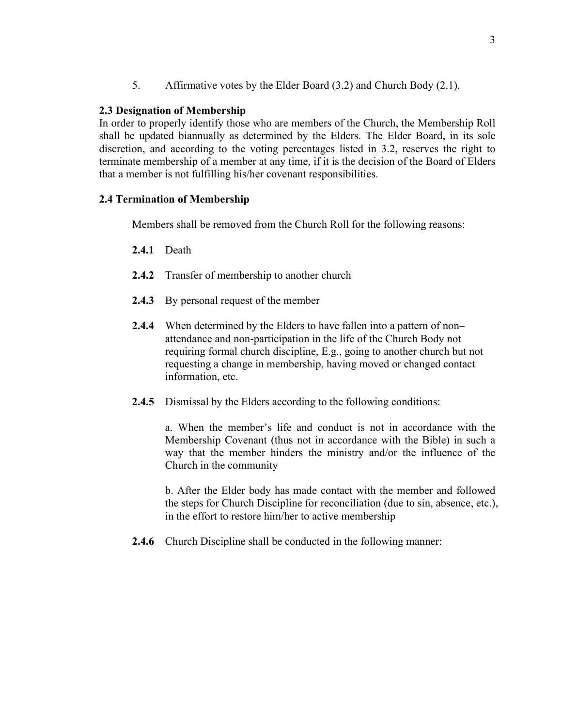5. Affirmative votes by the Elder Board (3.2) and Church Body (2.1).

### 2.3 Designation of Membership

In order to properly identify those who are members of the Church, the Membership Roll shall be updated biannually as determined by the Elders. The Elder Board, in its sole discretion, and according to the voting percentages listed in 3.2, reserves the right to terminate membership of a member at any time, if it is the decision of the Board of Elders that a member is not fulfilling his/her covenant responsibilities.

### 2.4 Termination of Membership

Members shall be removed from the Church Roll for the following reasons:

**2.4.1** Death

**2.4.2** Transfer of membership to another church

**2.4.3** By personal request of the member

**2.4.4** When determined by the Elders to have fallen into a pattern of non–attendance and non-participation in the life of the Church Body not requiring formal church discipline, E.g., going to another church but not requesting a change in membership, having moved or changed contact information, etc.

**2.4.5** Dismissal by the Elders according to the following conditions:

a. When the member's life and conduct is not in accordance with the Membership Covenant (thus not in accordance with the Bible) in such a way that the member hinders the ministry and/or the influence of the Church in the community

b. After the Elder body has made contact with the member and followed the steps for Church Discipline for reconciliation (due to sin, absence, etc.), in the effort to restore him/her to active membership

**2.4.6** Church Discipline shall be conducted in the following manner: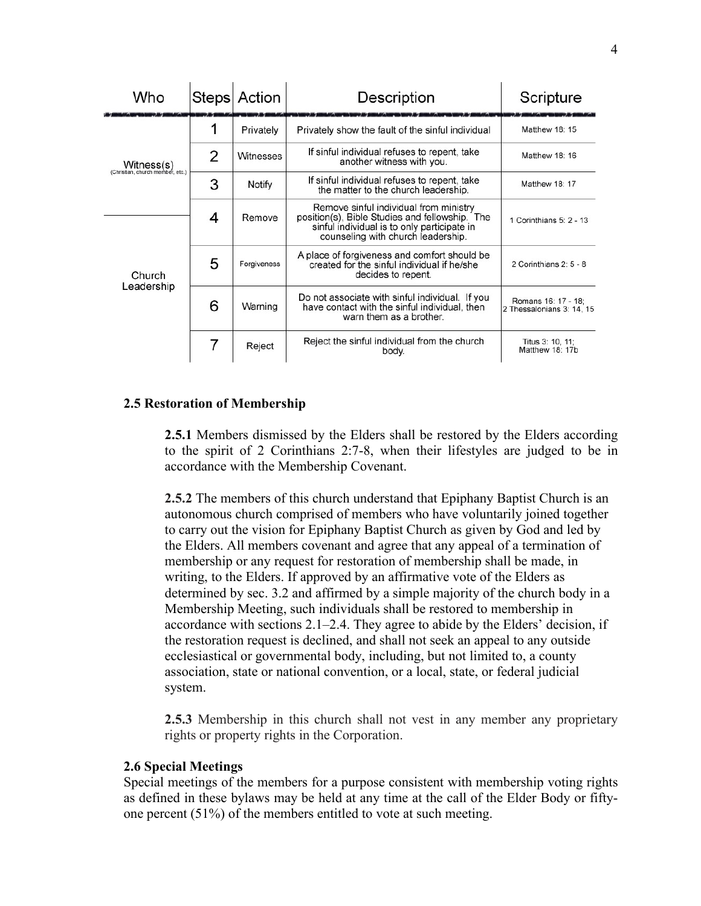| Who | Steps | Action | Description | Scripture |
|---|---|---|---|---|
| Witness(s) (Christian, church member, etc.) | 1 | Privately | Privately show the fault of the sinful individual | Matthew 18: 15 |
| | 2 | Witnesses | If sinful individual refuses to repent, take another witness with you. | Matthew 18: 16 |
| | 3 | Notify | If sinful individual refuses to repent, take the matter to the church leadership. | Matthew 18: 17 |
| Church Leadership | 4 | Remove | Remove sinful individual from ministry position(s), Bible Studies and fellowship. The sinful individual is to only participate in counseling with church leadership. | 1 Corinthians 5: 2 - 13 |
| | 5 | Forgiveness | A place of forgiveness and comfort should be created for the sinful individual if he/she decides to repent. | 2 Corinthians 2: 5 - 8 |
| | 6 | Warning | Do not associate with sinful individual. If you have contact with the sinful individual, then warn them as a brother. | Romans 16: 17 - 18; 2 Thessalonians 3: 14, 15 |
| | 7 | Reject | Reject the sinful individual from the church body. | Titus 3: 10, 11; Matthew 18: 17b |

### 2.5 Restoration of Membership

**2.5.1** Members dismissed by the Elders shall be restored by the Elders according to the spirit of 2 Corinthians 2:7-8, when their lifestyles are judged to be in accordance with the Membership Covenant.

**2.5.2** The members of this church understand that Epiphany Baptist Church is an autonomous church comprised of members who have voluntarily joined together to carry out the vision for Epiphany Baptist Church as given by God and led by the Elders. All members covenant and agree that any appeal of a termination of membership or any request for restoration of membership shall be made, in writing, to the Elders. If approved by an affirmative vote of the Elders as determined by sec. 3.2 and affirmed by a simple majority of the church body in a Membership Meeting, such individuals shall be restored to membership in accordance with sections 2.1–2.4. They agree to abide by the Elders' decision, if the restoration request is declined, and shall not seek an appeal to any outside ecclesiastical or governmental body, including, but not limited to, a county association, state or national convention, or a local, state, or federal judicial system.

**2.5.3** Membership in this church shall not vest in any member any proprietary rights or property rights in the Corporation.

### 2.6 Special Meetings

Special meetings of the members for a purpose consistent with membership voting rights as defined in these bylaws may be held at any time at the call of the Elder Body or fifty-one percent (51%) of the members entitled to vote at such meeting.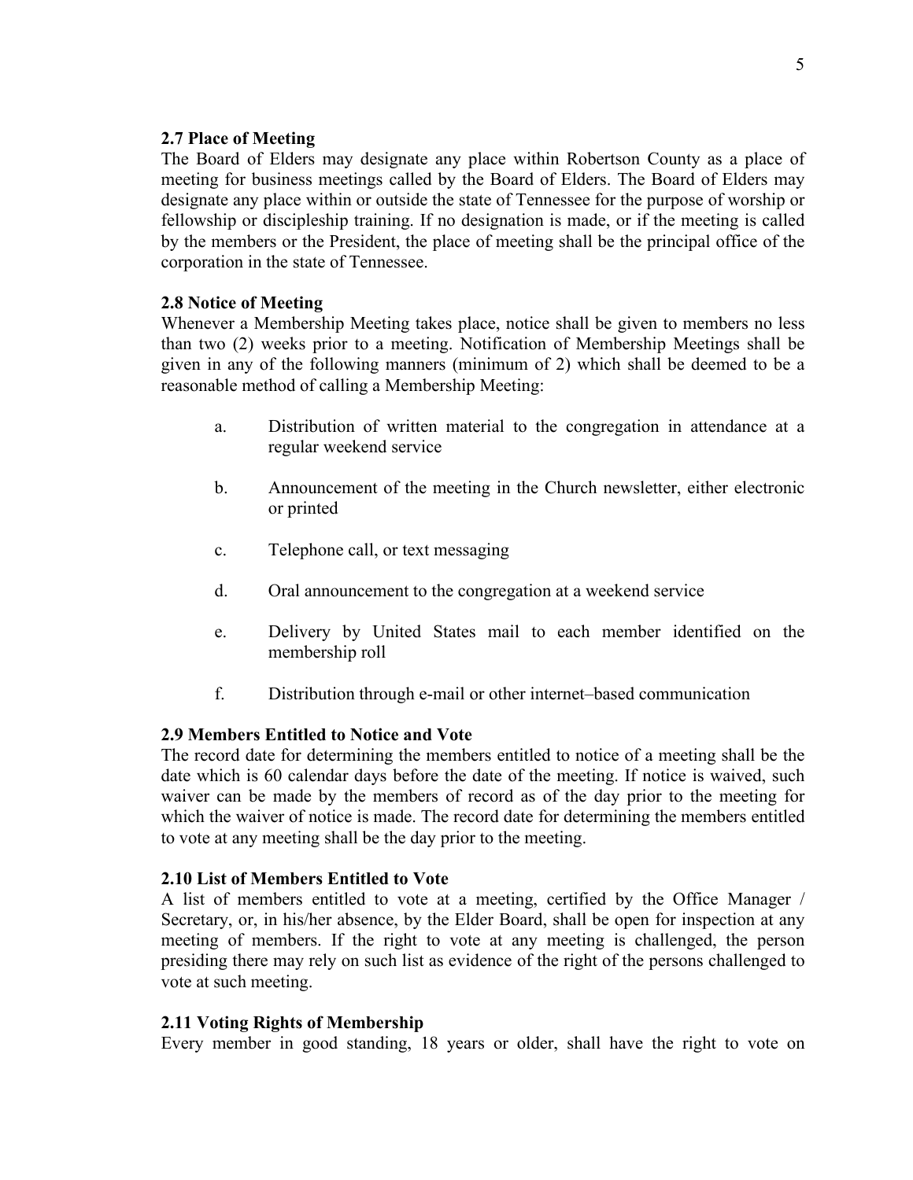### 2.7 Place of Meeting

The Board of Elders may designate any place within Robertson County as a place of meeting for business meetings called by the Board of Elders. The Board of Elders may designate any place within or outside the state of Tennessee for the purpose of worship or fellowship or discipleship training. If no designation is made, or if the meeting is called by the members or the President, the place of meeting shall be the principal office of the corporation in the state of Tennessee.

### 2.8 Notice of Meeting

Whenever a Membership Meeting takes place, notice shall be given to members no less than two (2) weeks prior to a meeting. Notification of Membership Meetings shall be given in any of the following manners (minimum of 2) which shall be deemed to be a reasonable method of calling a Membership Meeting:

a. Distribution of written material to the congregation in attendance at a regular weekend service

b. Announcement of the meeting in the Church newsletter, either electronic or printed

c. Telephone call, or text messaging

d. Oral announcement to the congregation at a weekend service

e. Delivery by United States mail to each member identified on the membership roll

f. Distribution through e-mail or other internet–based communication

### 2.9 Members Entitled to Notice and Vote

The record date for determining the members entitled to notice of a meeting shall be the date which is 60 calendar days before the date of the meeting. If notice is waived, such waiver can be made by the members of record as of the day prior to the meeting for which the waiver of notice is made. The record date for determining the members entitled to vote at any meeting shall be the day prior to the meeting.

### 2.10 List of Members Entitled to Vote

A list of members entitled to vote at a meeting, certified by the Office Manager / Secretary, or, in his/her absence, by the Elder Board, shall be open for inspection at any meeting of members. If the right to vote at any meeting is challenged, the person presiding there may rely on such list as evidence of the right of the persons challenged to vote at such meeting.

### 2.11 Voting Rights of Membership

Every member in good standing, 18 years or older, shall have the right to vote on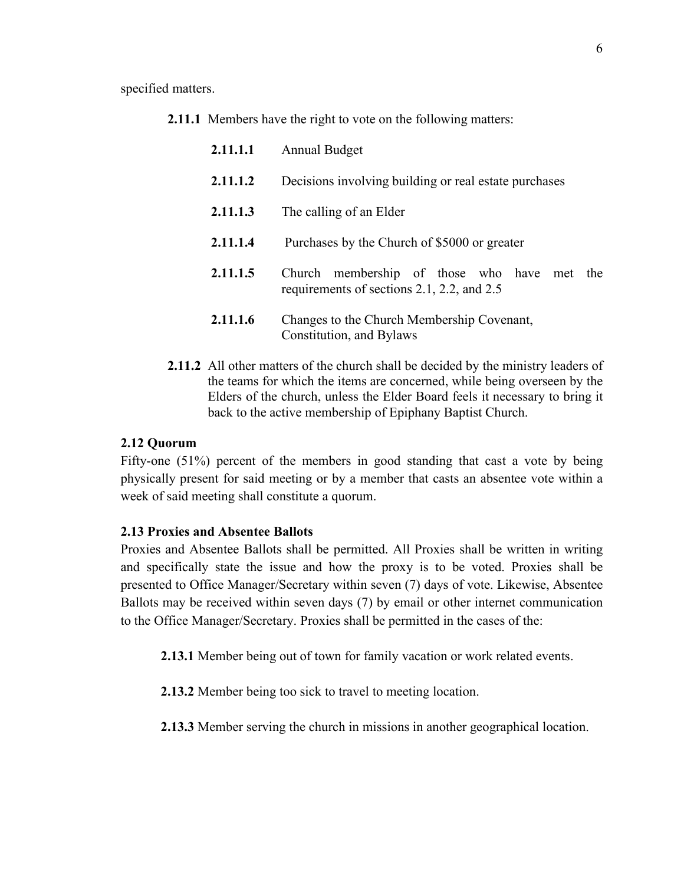specified matters.

**2.11.1** Members have the right to vote on the following matters:

**2.11.1.1** Annual Budget

**2.11.1.2** Decisions involving building or real estate purchases

**2.11.1.3** The calling of an Elder

**2.11.1.4** Purchases by the Church of $5000 or greater

**2.11.1.5** Church membership of those who have met the requirements of sections 2.1, 2.2, and 2.5

**2.11.1.6** Changes to the Church Membership Covenant, Constitution, and Bylaws

**2.11.2** All other matters of the church shall be decided by the ministry leaders of the teams for which the items are concerned, while being overseen by the Elders of the church, unless the Elder Board feels it necessary to bring it back to the active membership of Epiphany Baptist Church.

### 2.12 Quorum

Fifty-one (51%) percent of the members in good standing that cast a vote by being physically present for said meeting or by a member that casts an absentee vote within a week of said meeting shall constitute a quorum.

### 2.13 Proxies and Absentee Ballots

Proxies and Absentee Ballots shall be permitted. All Proxies shall be written in writing and specifically state the issue and how the proxy is to be voted. Proxies shall be presented to Office Manager/Secretary within seven (7) days of vote. Likewise, Absentee Ballots may be received within seven days (7) by email or other internet communication to the Office Manager/Secretary. Proxies shall be permitted in the cases of the:

**2.13.1** Member being out of town for family vacation or work related events.

**2.13.2** Member being too sick to travel to meeting location.

**2.13.3** Member serving the church in missions in another geographical location.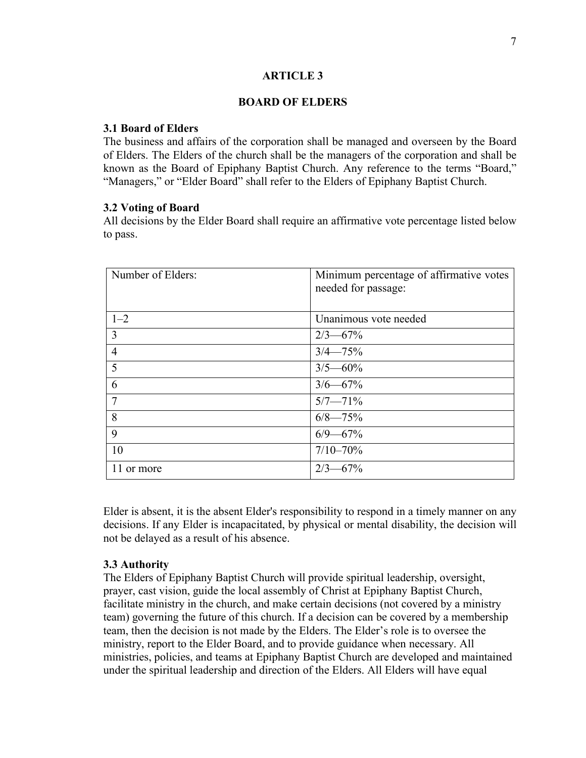## ARTICLE 3

## BOARD OF ELDERS

### 3.1 Board of Elders

The business and affairs of the corporation shall be managed and overseen by the Board of Elders. The Elders of the church shall be the managers of the corporation and shall be known as the Board of Epiphany Baptist Church. Any reference to the terms "Board," "Managers," or "Elder Board" shall refer to the Elders of Epiphany Baptist Church.

### 3.2 Voting of Board

All decisions by the Elder Board shall require an affirmative vote percentage listed below to pass.

| Number of Elders: | Minimum percentage of affirmative votes needed for passage: |
|---|---|
| 1–2 | Unanimous vote needed |
| 3 | 2/3—67% |
| 4 | 3/4—75% |
| 5 | 3/5—60% |
| 6 | 3/6—67% |
| 7 | 5/7—71% |
| 8 | 6/8—75% |
| 9 | 6/9—67% |
| 10 | 7/10–70% |
| 11 or more | 2/3—67% |

Elder is absent, it is the absent Elder's responsibility to respond in a timely manner on any decisions. If any Elder is incapacitated, by physical or mental disability, the decision will not be delayed as a result of his absence.

### 3.3 Authority

The Elders of Epiphany Baptist Church will provide spiritual leadership, oversight, prayer, cast vision, guide the local assembly of Christ at Epiphany Baptist Church, facilitate ministry in the church, and make certain decisions (not covered by a ministry team) governing the future of this church. If a decision can be covered by a membership team, then the decision is not made by the Elders. The Elder's role is to oversee the ministry, report to the Elder Board, and to provide guidance when necessary. All ministries, policies, and teams at Epiphany Baptist Church are developed and maintained under the spiritual leadership and direction of the Elders. All Elders will have equal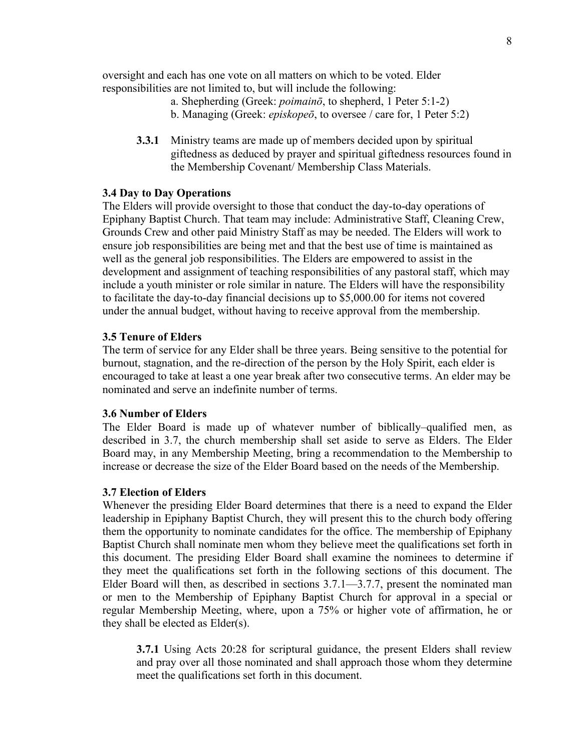oversight and each has one vote on all matters on which to be voted. Elder responsibilities are not limited to, but will include the following:

a. Shepherding (Greek: *poimainō*, to shepherd, 1 Peter 5:1-2)
b. Managing (Greek: *episkopeō*, to oversee / care for, 1 Peter 5:2)

**3.3.1** Ministry teams are made up of members decided upon by spiritual giftedness as deduced by prayer and spiritual giftedness resources found in the Membership Covenant/ Membership Class Materials.

**3.4 Day to Day Operations**

The Elders will provide oversight to those that conduct the day-to-day operations of Epiphany Baptist Church. That team may include: Administrative Staff, Cleaning Crew, Grounds Crew and other paid Ministry Staff as may be needed. The Elders will work to ensure job responsibilities are being met and that the best use of time is maintained as well as the general job responsibilities. The Elders are empowered to assist in the development and assignment of teaching responsibilities of any pastoral staff, which may include a youth minister or role similar in nature. The Elders will have the responsibility to facilitate the day-to-day financial decisions up to $5,000.00 for items not covered under the annual budget, without having to receive approval from the membership.

**3.5 Tenure of Elders**

The term of service for any Elder shall be three years. Being sensitive to the potential for burnout, stagnation, and the re-direction of the person by the Holy Spirit, each elder is encouraged to take at least a one year break after two consecutive terms. An elder may be nominated and serve an indefinite number of terms.

**3.6 Number of Elders**

The Elder Board is made up of whatever number of biblically–qualified men, as described in 3.7, the church membership shall set aside to serve as Elders. The Elder Board may, in any Membership Meeting, bring a recommendation to the Membership to increase or decrease the size of the Elder Board based on the needs of the Membership.

**3.7 Election of Elders**

Whenever the presiding Elder Board determines that there is a need to expand the Elder leadership in Epiphany Baptist Church, they will present this to the church body offering them the opportunity to nominate candidates for the office. The membership of Epiphany Baptist Church shall nominate men whom they believe meet the qualifications set forth in this document. The presiding Elder Board shall examine the nominees to determine if they meet the qualifications set forth in the following sections of this document. The Elder Board will then, as described in sections 3.7.1—3.7.7, present the nominated man or men to the Membership of Epiphany Baptist Church for approval in a special or regular Membership Meeting, where, upon a 75% or higher vote of affirmation, he or they shall be elected as Elder(s).

**3.7.1** Using Acts 20:28 for scriptural guidance, the present Elders shall review and pray over all those nominated and shall approach those whom they determine meet the qualifications set forth in this document.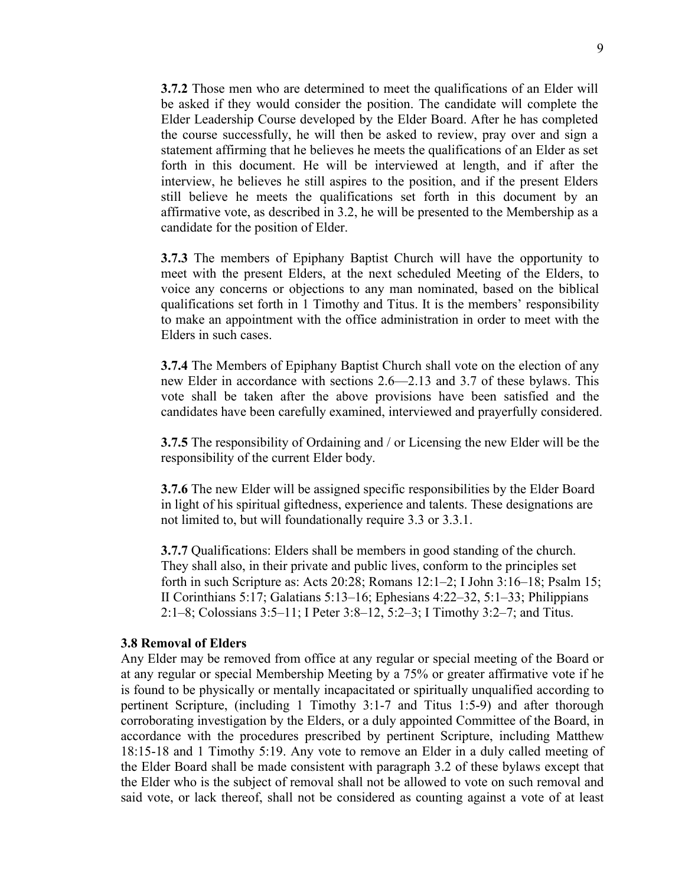**3.7.2** Those men who are determined to meet the qualifications of an Elder will be asked if they would consider the position. The candidate will complete the Elder Leadership Course developed by the Elder Board. After he has completed the course successfully, he will then be asked to review, pray over and sign a statement affirming that he believes he meets the qualifications of an Elder as set forth in this document. He will be interviewed at length, and if after the interview, he believes he still aspires to the position, and if the present Elders still believe he meets the qualifications set forth in this document by an affirmative vote, as described in 3.2, he will be presented to the Membership as a candidate for the position of Elder.

**3.7.3** The members of Epiphany Baptist Church will have the opportunity to meet with the present Elders, at the next scheduled Meeting of the Elders, to voice any concerns or objections to any man nominated, based on the biblical qualifications set forth in 1 Timothy and Titus. It is the members' responsibility to make an appointment with the office administration in order to meet with the Elders in such cases.

**3.7.4** The Members of Epiphany Baptist Church shall vote on the election of any new Elder in accordance with sections 2.6—2.13 and 3.7 of these bylaws. This vote shall be taken after the above provisions have been satisfied and the candidates have been carefully examined, interviewed and prayerfully considered.

**3.7.5** The responsibility of Ordaining and / or Licensing the new Elder will be the responsibility of the current Elder body.

**3.7.6** The new Elder will be assigned specific responsibilities by the Elder Board in light of his spiritual giftedness, experience and talents. These designations are not limited to, but will foundationally require 3.3 or 3.3.1.

**3.7.7** Qualifications: Elders shall be members in good standing of the church. They shall also, in their private and public lives, conform to the principles set forth in such Scripture as: Acts 20:28; Romans 12:1–2; I John 3:16–18; Psalm 15; II Corinthians 5:17; Galatians 5:13–16; Ephesians 4:22–32, 5:1–33; Philippians 2:1–8; Colossians 3:5–11; I Peter 3:8–12, 5:2–3; I Timothy 3:2–7; and Titus.

**3.8 Removal of Elders**

Any Elder may be removed from office at any regular or special meeting of the Board or at any regular or special Membership Meeting by a 75% or greater affirmative vote if he is found to be physically or mentally incapacitated or spiritually unqualified according to pertinent Scripture, (including 1 Timothy 3:1-7 and Titus 1:5-9) and after thorough corroborating investigation by the Elders, or a duly appointed Committee of the Board, in accordance with the procedures prescribed by pertinent Scripture, including Matthew 18:15-18 and 1 Timothy 5:19. Any vote to remove an Elder in a duly called meeting of the Elder Board shall be made consistent with paragraph 3.2 of these bylaws except that the Elder who is the subject of removal shall not be allowed to vote on such removal and said vote, or lack thereof, shall not be considered as counting against a vote of at least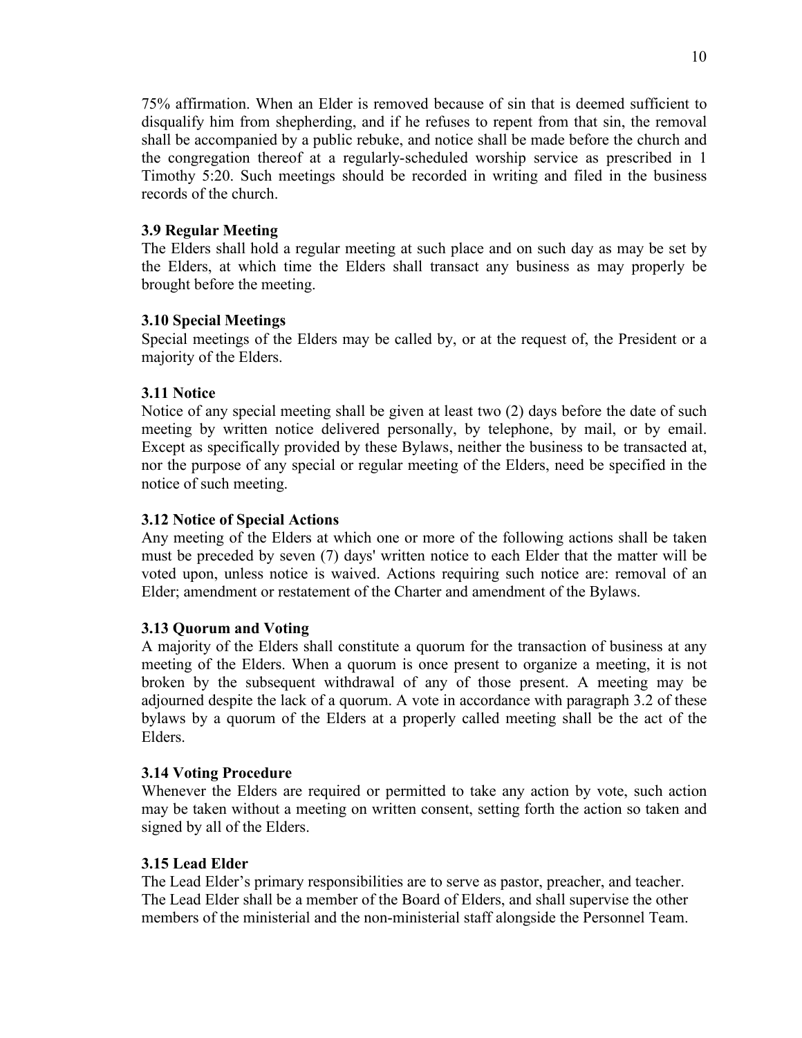75% affirmation. When an Elder is removed because of sin that is deemed sufficient to disqualify him from shepherding, and if he refuses to repent from that sin, the removal shall be accompanied by a public rebuke, and notice shall be made before the church and the congregation thereof at a regularly-scheduled worship service as prescribed in 1 Timothy 5:20. Such meetings should be recorded in writing and filed in the business records of the church.

### 3.9 Regular Meeting

The Elders shall hold a regular meeting at such place and on such day as may be set by the Elders, at which time the Elders shall transact any business as may properly be brought before the meeting.

### 3.10 Special Meetings

Special meetings of the Elders may be called by, or at the request of, the President or a majority of the Elders.

### 3.11 Notice

Notice of any special meeting shall be given at least two (2) days before the date of such meeting by written notice delivered personally, by telephone, by mail, or by email. Except as specifically provided by these Bylaws, neither the business to be transacted at, nor the purpose of any special or regular meeting of the Elders, need be specified in the notice of such meeting.

### 3.12 Notice of Special Actions

Any meeting of the Elders at which one or more of the following actions shall be taken must be preceded by seven (7) days' written notice to each Elder that the matter will be voted upon, unless notice is waived. Actions requiring such notice are: removal of an Elder; amendment or restatement of the Charter and amendment of the Bylaws.

### 3.13 Quorum and Voting

A majority of the Elders shall constitute a quorum for the transaction of business at any meeting of the Elders. When a quorum is once present to organize a meeting, it is not broken by the subsequent withdrawal of any of those present. A meeting may be adjourned despite the lack of a quorum. A vote in accordance with paragraph 3.2 of these bylaws by a quorum of the Elders at a properly called meeting shall be the act of the Elders.

### 3.14 Voting Procedure

Whenever the Elders are required or permitted to take any action by vote, such action may be taken without a meeting on written consent, setting forth the action so taken and signed by all of the Elders.

### 3.15 Lead Elder

The Lead Elder's primary responsibilities are to serve as pastor, preacher, and teacher. The Lead Elder shall be a member of the Board of Elders, and shall supervise the other members of the ministerial and the non-ministerial staff alongside the Personnel Team.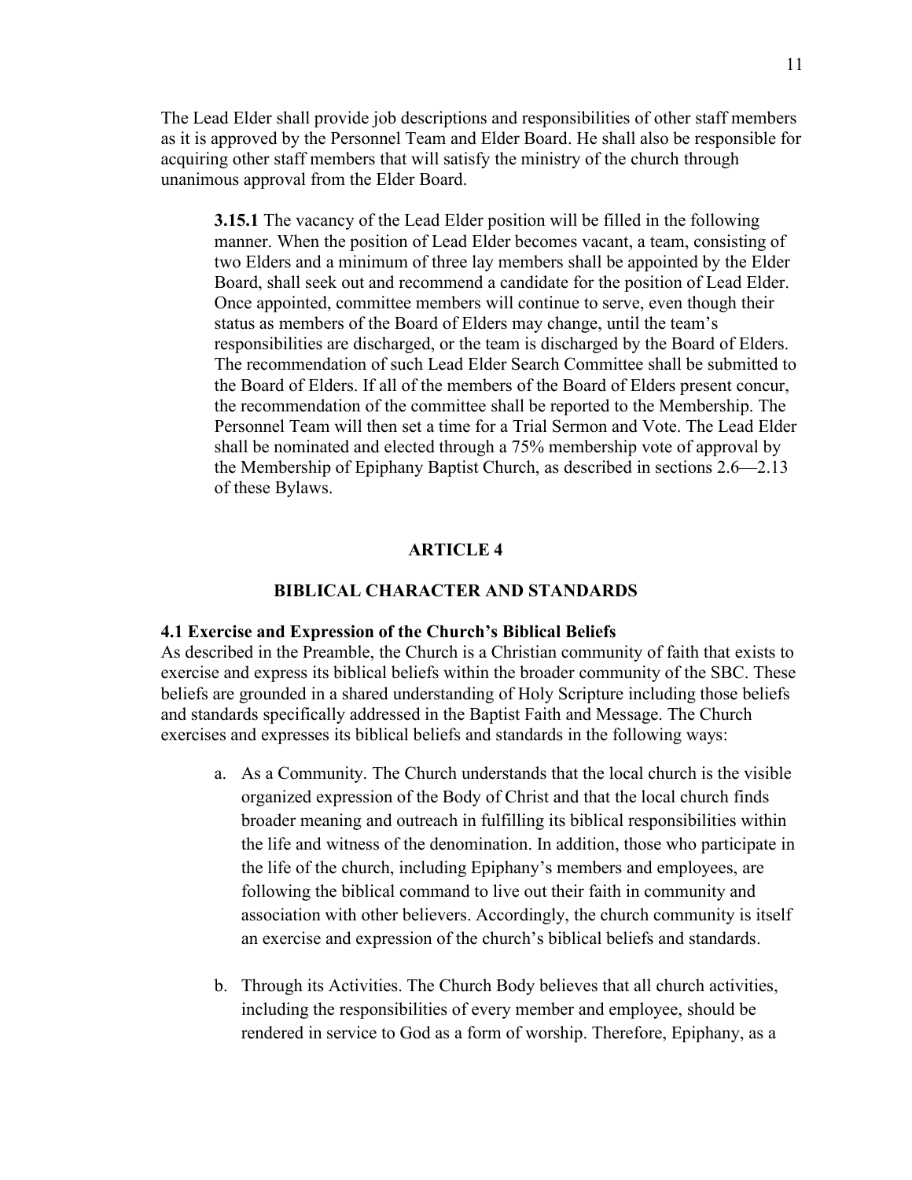The Lead Elder shall provide job descriptions and responsibilities of other staff members as it is approved by the Personnel Team and Elder Board. He shall also be responsible for acquiring other staff members that will satisfy the ministry of the church through unanimous approval from the Elder Board.

> **3.15.1** The vacancy of the Lead Elder position will be filled in the following manner. When the position of Lead Elder becomes vacant, a team, consisting of two Elders and a minimum of three lay members shall be appointed by the Elder Board, shall seek out and recommend a candidate for the position of Lead Elder. Once appointed, committee members will continue to serve, even though their status as members of the Board of Elders may change, until the team's responsibilities are discharged, or the team is discharged by the Board of Elders. The recommendation of such Lead Elder Search Committee shall be submitted to the Board of Elders. If all of the members of the Board of Elders present concur, the recommendation of the committee shall be reported to the Membership. The Personnel Team will then set a time for a Trial Sermon and Vote. The Lead Elder shall be nominated and elected through a 75% membership vote of approval by the Membership of Epiphany Baptist Church, as described in sections 2.6—2.13 of these Bylaws.

## ARTICLE 4

## BIBLICAL CHARACTER AND STANDARDS

### 4.1 Exercise and Expression of the Church's Biblical Beliefs

As described in the Preamble, the Church is a Christian community of faith that exists to exercise and express its biblical beliefs within the broader community of the SBC. These beliefs are grounded in a shared understanding of Holy Scripture including those beliefs and standards specifically addressed in the Baptist Faith and Message. The Church exercises and expresses its biblical beliefs and standards in the following ways:

a. As a Community. The Church understands that the local church is the visible organized expression of the Body of Christ and that the local church finds broader meaning and outreach in fulfilling its biblical responsibilities within the life and witness of the denomination. In addition, those who participate in the life of the church, including Epiphany's members and employees, are following the biblical command to live out their faith in community and association with other believers. Accordingly, the church community is itself an exercise and expression of the church's biblical beliefs and standards.

b. Through its Activities. The Church Body believes that all church activities, including the responsibilities of every member and employee, should be rendered in service to God as a form of worship. Therefore, Epiphany, as a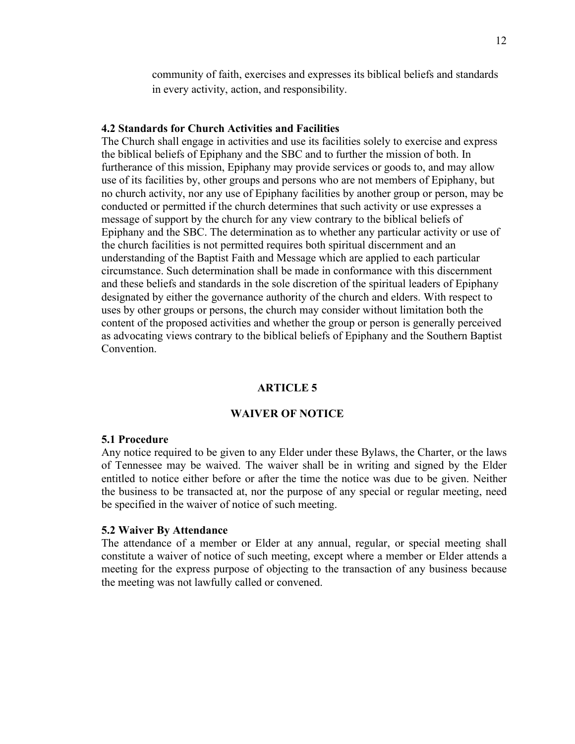community of faith, exercises and expresses its biblical beliefs and standards in every activity, action, and responsibility.

### 4.2 Standards for Church Activities and Facilities

The Church shall engage in activities and use its facilities solely to exercise and express the biblical beliefs of Epiphany and the SBC and to further the mission of both. In furtherance of this mission, Epiphany may provide services or goods to, and may allow use of its facilities by, other groups and persons who are not members of Epiphany, but no church activity, nor any use of Epiphany facilities by another group or person, may be conducted or permitted if the church determines that such activity or use expresses a message of support by the church for any view contrary to the biblical beliefs of Epiphany and the SBC. The determination as to whether any particular activity or use of the church facilities is not permitted requires both spiritual discernment and an understanding of the Baptist Faith and Message which are applied to each particular circumstance. Such determination shall be made in conformance with this discernment and these beliefs and standards in the sole discretion of the spiritual leaders of Epiphany designated by either the governance authority of the church and elders. With respect to uses by other groups or persons, the church may consider without limitation both the content of the proposed activities and whether the group or person is generally perceived as advocating views contrary to the biblical beliefs of Epiphany and the Southern Baptist Convention.

## ARTICLE 5

## WAIVER OF NOTICE

### 5.1 Procedure

Any notice required to be given to any Elder under these Bylaws, the Charter, or the laws of Tennessee may be waived. The waiver shall be in writing and signed by the Elder entitled to notice either before or after the time the notice was due to be given. Neither the business to be transacted at, nor the purpose of any special or regular meeting, need be specified in the waiver of notice of such meeting.

### 5.2 Waiver By Attendance

The attendance of a member or Elder at any annual, regular, or special meeting shall constitute a waiver of notice of such meeting, except where a member or Elder attends a meeting for the express purpose of objecting to the transaction of any business because the meeting was not lawfully called or convened.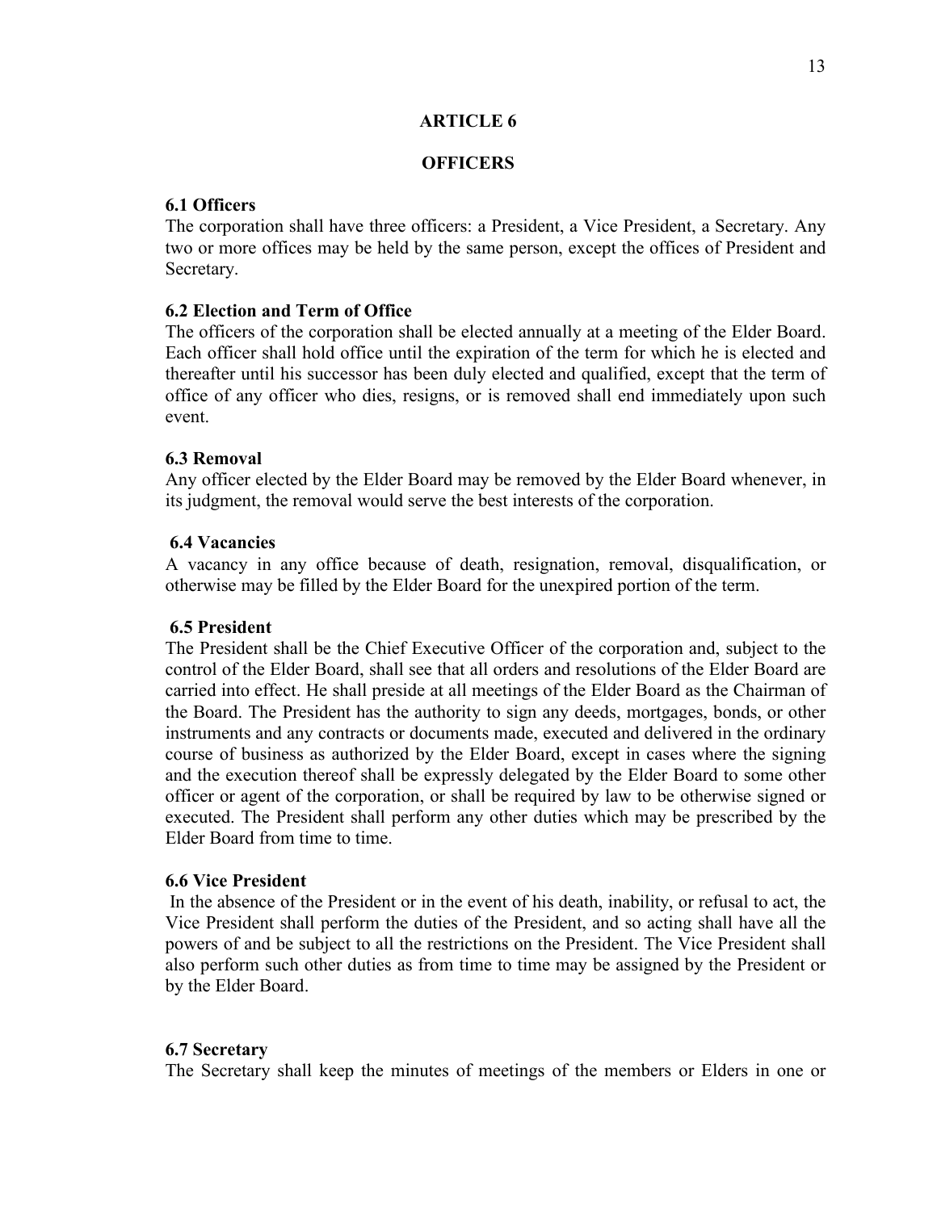# ARTICLE 6

## OFFICERS

### 6.1 Officers

The corporation shall have three officers: a President, a Vice President, a Secretary. Any two or more offices may be held by the same person, except the offices of President and Secretary.

### 6.2 Election and Term of Office

The officers of the corporation shall be elected annually at a meeting of the Elder Board. Each officer shall hold office until the expiration of the term for which he is elected and thereafter until his successor has been duly elected and qualified, except that the term of office of any officer who dies, resigns, or is removed shall end immediately upon such event.

### 6.3 Removal

Any officer elected by the Elder Board may be removed by the Elder Board whenever, in its judgment, the removal would serve the best interests of the corporation.

### 6.4 Vacancies

A vacancy in any office because of death, resignation, removal, disqualification, or otherwise may be filled by the Elder Board for the unexpired portion of the term.

### 6.5 President

The President shall be the Chief Executive Officer of the corporation and, subject to the control of the Elder Board, shall see that all orders and resolutions of the Elder Board are carried into effect. He shall preside at all meetings of the Elder Board as the Chairman of the Board. The President has the authority to sign any deeds, mortgages, bonds, or other instruments and any contracts or documents made, executed and delivered in the ordinary course of business as authorized by the Elder Board, except in cases where the signing and the execution thereof shall be expressly delegated by the Elder Board to some other officer or agent of the corporation, or shall be required by law to be otherwise signed or executed. The President shall perform any other duties which may be prescribed by the Elder Board from time to time.

### 6.6 Vice President

In the absence of the President or in the event of his death, inability, or refusal to act, the Vice President shall perform the duties of the President, and so acting shall have all the powers of and be subject to all the restrictions on the President. The Vice President shall also perform such other duties as from time to time may be assigned by the President or by the Elder Board.

### 6.7 Secretary

The Secretary shall keep the minutes of meetings of the members or Elders in one or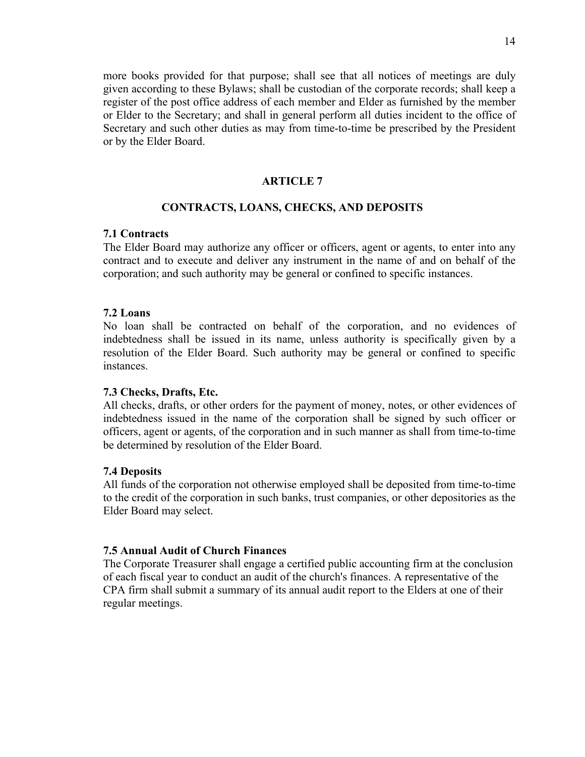more books provided for that purpose; shall see that all notices of meetings are duly given according to these Bylaws; shall be custodian of the corporate records; shall keep a register of the post office address of each member and Elder as furnished by the member or Elder to the Secretary; and shall in general perform all duties incident to the office of Secretary and such other duties as may from time-to-time be prescribed by the President or by the Elder Board.

## ARTICLE 7

## CONTRACTS, LOANS, CHECKS, AND DEPOSITS

### 7.1 Contracts

The Elder Board may authorize any officer or officers, agent or agents, to enter into any contract and to execute and deliver any instrument in the name of and on behalf of the corporation; and such authority may be general or confined to specific instances.

### 7.2 Loans

No loan shall be contracted on behalf of the corporation, and no evidences of indebtedness shall be issued in its name, unless authority is specifically given by a resolution of the Elder Board. Such authority may be general or confined to specific instances.

### 7.3 Checks, Drafts, Etc.

All checks, drafts, or other orders for the payment of money, notes, or other evidences of indebtedness issued in the name of the corporation shall be signed by such officer or officers, agent or agents, of the corporation and in such manner as shall from time-to-time be determined by resolution of the Elder Board.

### 7.4 Deposits

All funds of the corporation not otherwise employed shall be deposited from time-to-time to the credit of the corporation in such banks, trust companies, or other depositories as the Elder Board may select.

### 7.5 Annual Audit of Church Finances

The Corporate Treasurer shall engage a certified public accounting firm at the conclusion of each fiscal year to conduct an audit of the church's finances. A representative of the CPA firm shall submit a summary of its annual audit report to the Elders at one of their regular meetings.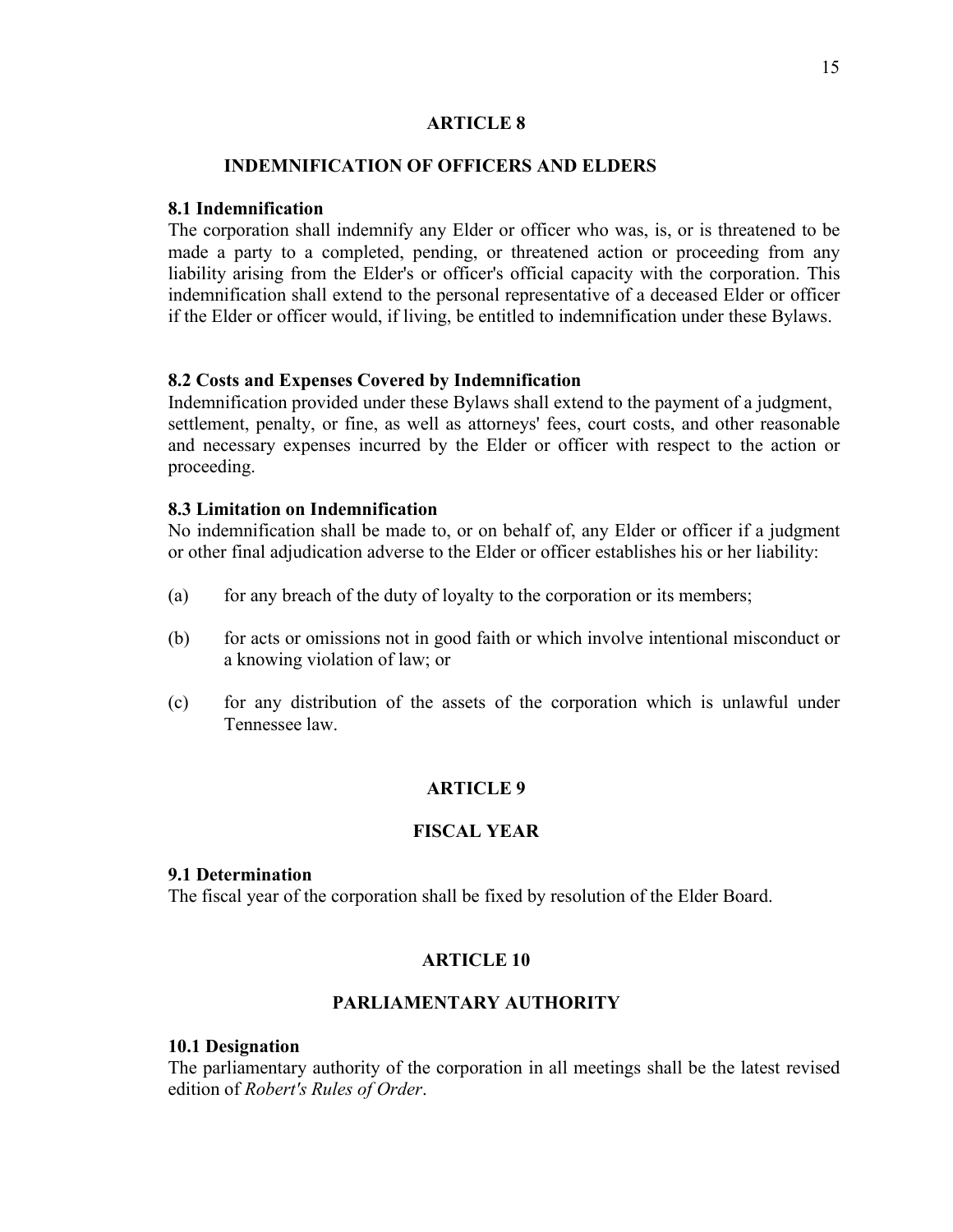## ARTICLE 8

## INDEMNIFICATION OF OFFICERS AND ELDERS

### 8.1 Indemnification

The corporation shall indemnify any Elder or officer who was, is, or is threatened to be made a party to a completed, pending, or threatened action or proceeding from any liability arising from the Elder's or officer's official capacity with the corporation. This indemnification shall extend to the personal representative of a deceased Elder or officer if the Elder or officer would, if living, be entitled to indemnification under these Bylaws.

### 8.2 Costs and Expenses Covered by Indemnification

Indemnification provided under these Bylaws shall extend to the payment of a judgment, settlement, penalty, or fine, as well as attorneys' fees, court costs, and other reasonable and necessary expenses incurred by the Elder or officer with respect to the action or proceeding.

### 8.3 Limitation on Indemnification

No indemnification shall be made to, or on behalf of, any Elder or officer if a judgment or other final adjudication adverse to the Elder or officer establishes his or her liability:

(a) for any breach of the duty of loyalty to the corporation or its members;

(b) for acts or omissions not in good faith or which involve intentional misconduct or a knowing violation of law; or

(c) for any distribution of the assets of the corporation which is unlawful under Tennessee law.

## ARTICLE 9

## FISCAL YEAR

### 9.1 Determination

The fiscal year of the corporation shall be fixed by resolution of the Elder Board.

## ARTICLE 10

## PARLIAMENTARY AUTHORITY

### 10.1 Designation

The parliamentary authority of the corporation in all meetings shall be the latest revised edition of *Robert's Rules of Order*.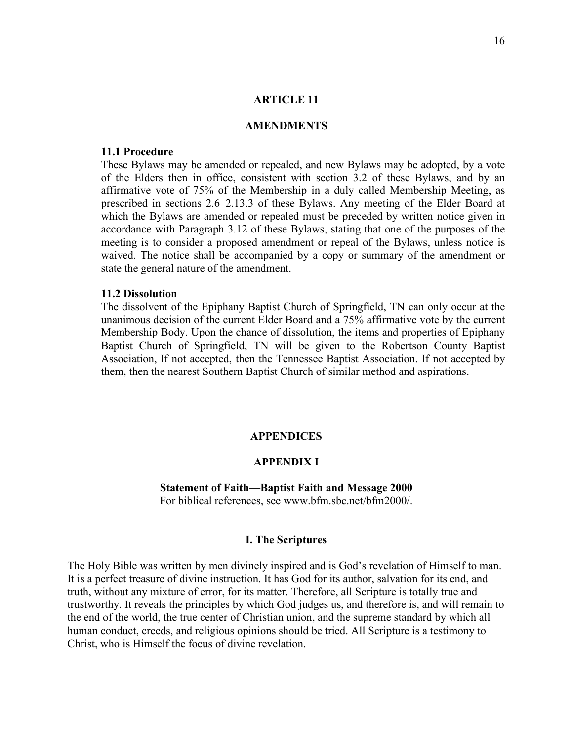## ARTICLE 11

## AMENDMENTS

**11.1 Procedure**
These Bylaws may be amended or repealed, and new Bylaws may be adopted, by a vote of the Elders then in office, consistent with section 3.2 of these Bylaws, and by an affirmative vote of 75% of the Membership in a duly called Membership Meeting, as prescribed in sections 2.6–2.13.3 of these Bylaws. Any meeting of the Elder Board at which the Bylaws are amended or repealed must be preceded by written notice given in accordance with Paragraph 3.12 of these Bylaws, stating that one of the purposes of the meeting is to consider a proposed amendment or repeal of the Bylaws, unless notice is waived. The notice shall be accompanied by a copy or summary of the amendment or state the general nature of the amendment.

**11.2 Dissolution**
The dissolvent of the Epiphany Baptist Church of Springfield, TN can only occur at the unanimous decision of the current Elder Board and a 75% affirmative vote by the current Membership Body. Upon the chance of dissolution, the items and properties of Epiphany Baptist Church of Springfield, TN will be given to the Robertson County Baptist Association, If not accepted, then the Tennessee Baptist Association. If not accepted by them, then the nearest Southern Baptist Church of similar method and aspirations.

## APPENDICES

## APPENDIX I

**Statement of Faith—Baptist Faith and Message 2000**
For biblical references, see www.bfm.sbc.net/bfm2000/.

### I. The Scriptures

The Holy Bible was written by men divinely inspired and is God's revelation of Himself to man. It is a perfect treasure of divine instruction. It has God for its author, salvation for its end, and truth, without any mixture of error, for its matter. Therefore, all Scripture is totally true and trustworthy. It reveals the principles by which God judges us, and therefore is, and will remain to the end of the world, the true center of Christian union, and the supreme standard by which all human conduct, creeds, and religious opinions should be tried. All Scripture is a testimony to Christ, who is Himself the focus of divine revelation.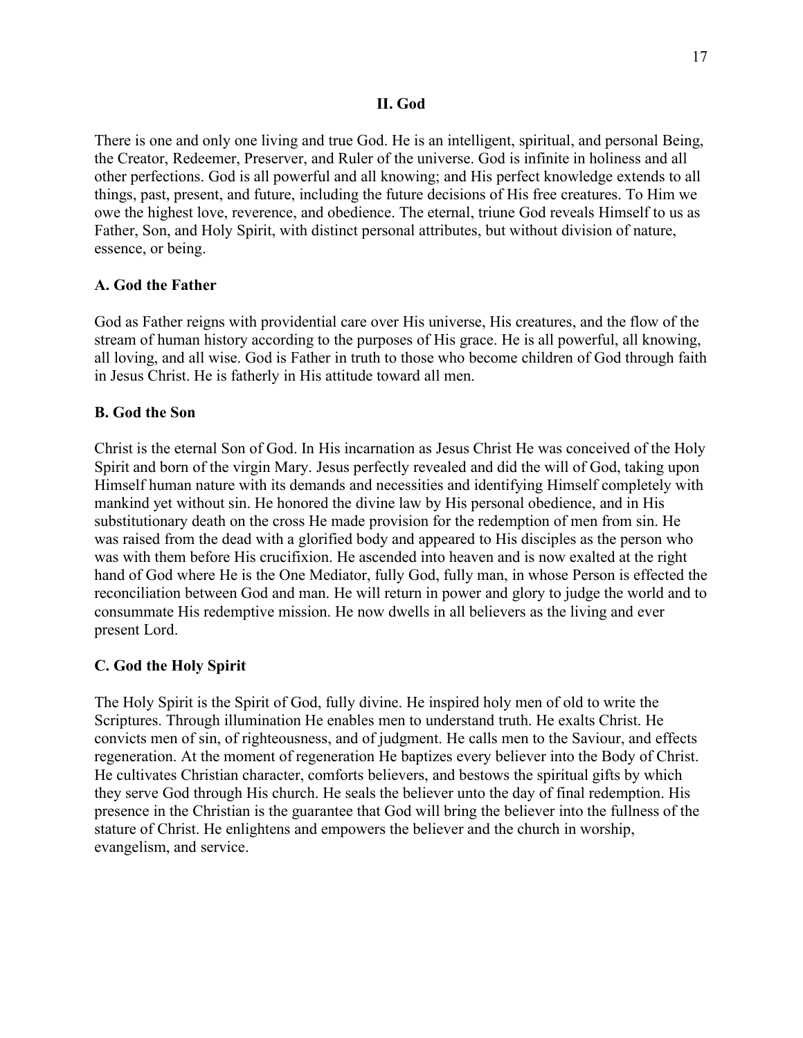## II. God

There is one and only one living and true God. He is an intelligent, spiritual, and personal Being, the Creator, Redeemer, Preserver, and Ruler of the universe. God is infinite in holiness and all other perfections. God is all powerful and all knowing; and His perfect knowledge extends to all things, past, present, and future, including the future decisions of His free creatures. To Him we owe the highest love, reverence, and obedience. The eternal, triune God reveals Himself to us as Father, Son, and Holy Spirit, with distinct personal attributes, but without division of nature, essence, or being.

### A. God the Father

God as Father reigns with providential care over His universe, His creatures, and the flow of the stream of human history according to the purposes of His grace. He is all powerful, all knowing, all loving, and all wise. God is Father in truth to those who become children of God through faith in Jesus Christ. He is fatherly in His attitude toward all men.

### B. God the Son

Christ is the eternal Son of God. In His incarnation as Jesus Christ He was conceived of the Holy Spirit and born of the virgin Mary. Jesus perfectly revealed and did the will of God, taking upon Himself human nature with its demands and necessities and identifying Himself completely with mankind yet without sin. He honored the divine law by His personal obedience, and in His substitutionary death on the cross He made provision for the redemption of men from sin. He was raised from the dead with a glorified body and appeared to His disciples as the person who was with them before His crucifixion. He ascended into heaven and is now exalted at the right hand of God where He is the One Mediator, fully God, fully man, in whose Person is effected the reconciliation between God and man. He will return in power and glory to judge the world and to consummate His redemptive mission. He now dwells in all believers as the living and ever present Lord.

### C. God the Holy Spirit

The Holy Spirit is the Spirit of God, fully divine. He inspired holy men of old to write the Scriptures. Through illumination He enables men to understand truth. He exalts Christ. He convicts men of sin, of righteousness, and of judgment. He calls men to the Saviour, and effects regeneration. At the moment of regeneration He baptizes every believer into the Body of Christ. He cultivates Christian character, comforts believers, and bestows the spiritual gifts by which they serve God through His church. He seals the believer unto the day of final redemption. His presence in the Christian is the guarantee that God will bring the believer into the fullness of the stature of Christ. He enlightens and empowers the believer and the church in worship, evangelism, and service.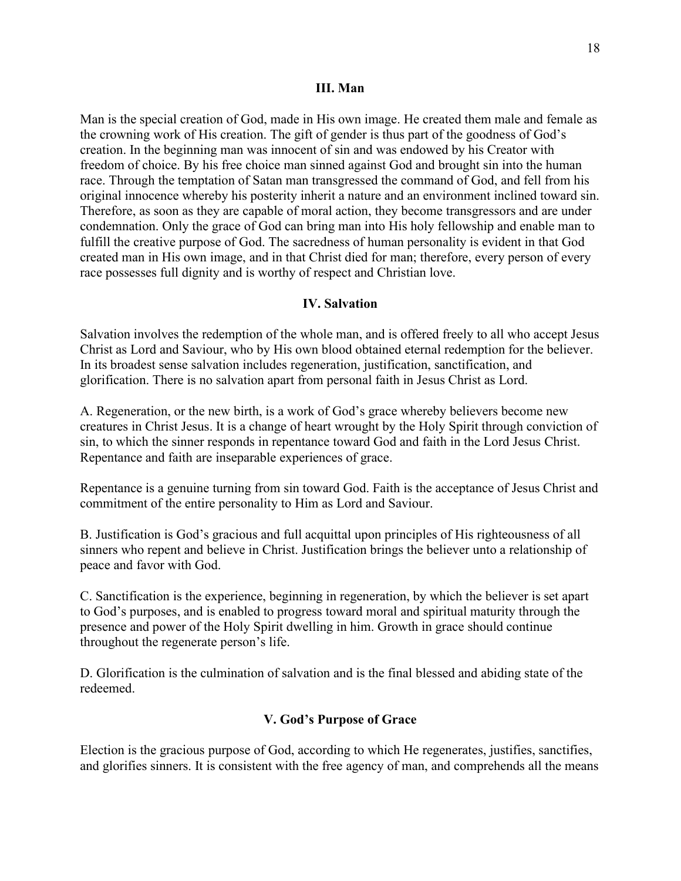### III. Man

Man is the special creation of God, made in His own image. He created them male and female as the crowning work of His creation. The gift of gender is thus part of the goodness of God's creation. In the beginning man was innocent of sin and was endowed by his Creator with freedom of choice. By his free choice man sinned against God and brought sin into the human race. Through the temptation of Satan man transgressed the command of God, and fell from his original innocence whereby his posterity inherit a nature and an environment inclined toward sin. Therefore, as soon as they are capable of moral action, they become transgressors and are under condemnation. Only the grace of God can bring man into His holy fellowship and enable man to fulfill the creative purpose of God. The sacredness of human personality is evident in that God created man in His own image, and in that Christ died for man; therefore, every person of every race possesses full dignity and is worthy of respect and Christian love.

### IV. Salvation

Salvation involves the redemption of the whole man, and is offered freely to all who accept Jesus Christ as Lord and Saviour, who by His own blood obtained eternal redemption for the believer. In its broadest sense salvation includes regeneration, justification, sanctification, and glorification. There is no salvation apart from personal faith in Jesus Christ as Lord.

A. Regeneration, or the new birth, is a work of God's grace whereby believers become new creatures in Christ Jesus. It is a change of heart wrought by the Holy Spirit through conviction of sin, to which the sinner responds in repentance toward God and faith in the Lord Jesus Christ. Repentance and faith are inseparable experiences of grace.

Repentance is a genuine turning from sin toward God. Faith is the acceptance of Jesus Christ and commitment of the entire personality to Him as Lord and Saviour.

B. Justification is God's gracious and full acquittal upon principles of His righteousness of all sinners who repent and believe in Christ. Justification brings the believer unto a relationship of peace and favor with God.

C. Sanctification is the experience, beginning in regeneration, by which the believer is set apart to God's purposes, and is enabled to progress toward moral and spiritual maturity through the presence and power of the Holy Spirit dwelling in him. Growth in grace should continue throughout the regenerate person's life.

D. Glorification is the culmination of salvation and is the final blessed and abiding state of the redeemed.

### V. God's Purpose of Grace

Election is the gracious purpose of God, according to which He regenerates, justifies, sanctifies, and glorifies sinners. It is consistent with the free agency of man, and comprehends all the means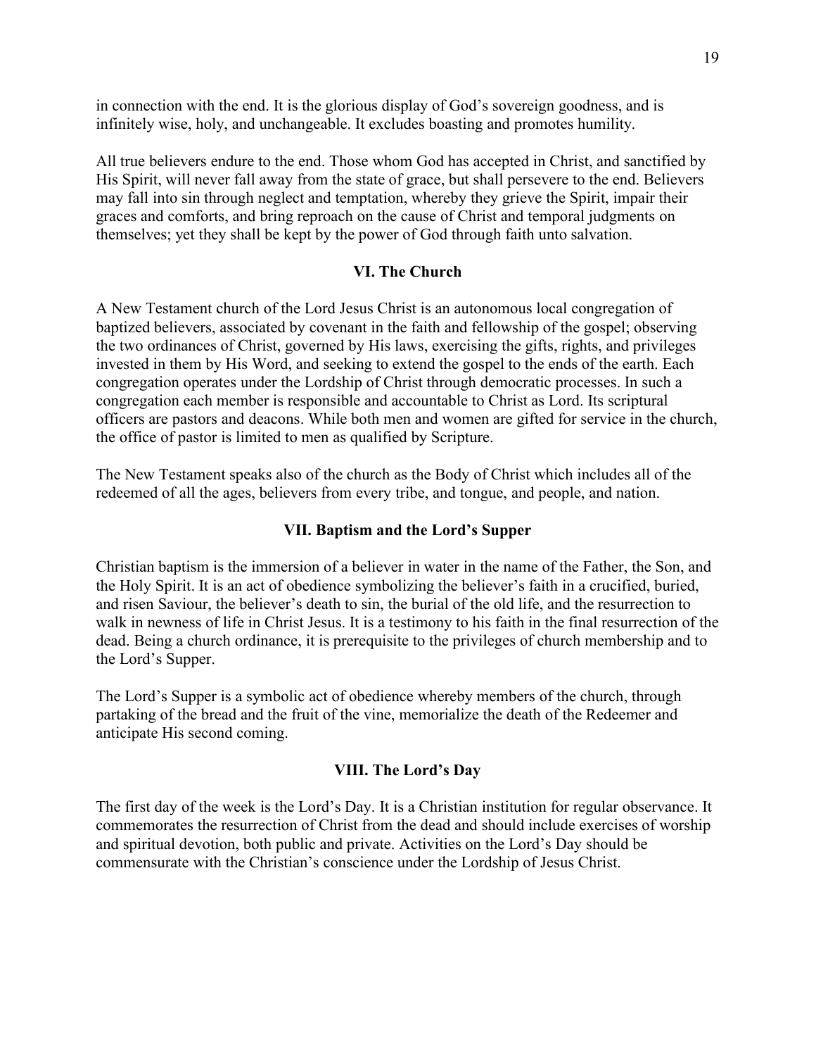in connection with the end. It is the glorious display of God's sovereign goodness, and is infinitely wise, holy, and unchangeable. It excludes boasting and promotes humility.

All true believers endure to the end. Those whom God has accepted in Christ, and sanctified by His Spirit, will never fall away from the state of grace, but shall persevere to the end. Believers may fall into sin through neglect and temptation, whereby they grieve the Spirit, impair their graces and comforts, and bring reproach on the cause of Christ and temporal judgments on themselves; yet they shall be kept by the power of God through faith unto salvation.

### VI. The Church

A New Testament church of the Lord Jesus Christ is an autonomous local congregation of baptized believers, associated by covenant in the faith and fellowship of the gospel; observing the two ordinances of Christ, governed by His laws, exercising the gifts, rights, and privileges invested in them by His Word, and seeking to extend the gospel to the ends of the earth. Each congregation operates under the Lordship of Christ through democratic processes. In such a congregation each member is responsible and accountable to Christ as Lord. Its scriptural officers are pastors and deacons. While both men and women are gifted for service in the church, the office of pastor is limited to men as qualified by Scripture.

The New Testament speaks also of the church as the Body of Christ which includes all of the redeemed of all the ages, believers from every tribe, and tongue, and people, and nation.

### VII. Baptism and the Lord's Supper

Christian baptism is the immersion of a believer in water in the name of the Father, the Son, and the Holy Spirit. It is an act of obedience symbolizing the believer's faith in a crucified, buried, and risen Saviour, the believer's death to sin, the burial of the old life, and the resurrection to walk in newness of life in Christ Jesus. It is a testimony to his faith in the final resurrection of the dead. Being a church ordinance, it is prerequisite to the privileges of church membership and to the Lord's Supper.

The Lord's Supper is a symbolic act of obedience whereby members of the church, through partaking of the bread and the fruit of the vine, memorialize the death of the Redeemer and anticipate His second coming.

### VIII. The Lord's Day

The first day of the week is the Lord's Day. It is a Christian institution for regular observance. It commemorates the resurrection of Christ from the dead and should include exercises of worship and spiritual devotion, both public and private. Activities on the Lord's Day should be commensurate with the Christian's conscience under the Lordship of Jesus Christ.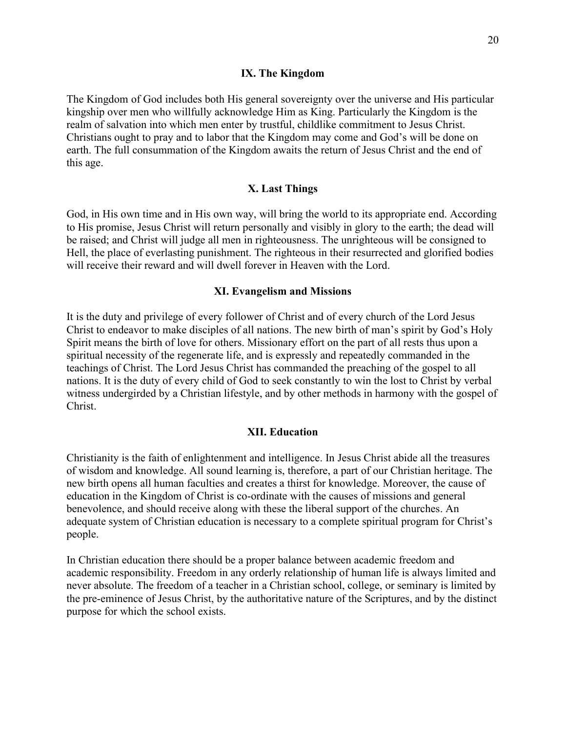### IX. The Kingdom

The Kingdom of God includes both His general sovereignty over the universe and His particular kingship over men who willfully acknowledge Him as King. Particularly the Kingdom is the realm of salvation into which men enter by trustful, childlike commitment to Jesus Christ. Christians ought to pray and to labor that the Kingdom may come and God's will be done on earth. The full consummation of the Kingdom awaits the return of Jesus Christ and the end of this age.

### X. Last Things

God, in His own time and in His own way, will bring the world to its appropriate end. According to His promise, Jesus Christ will return personally and visibly in glory to the earth; the dead will be raised; and Christ will judge all men in righteousness. The unrighteous will be consigned to Hell, the place of everlasting punishment. The righteous in their resurrected and glorified bodies will receive their reward and will dwell forever in Heaven with the Lord.

### XI. Evangelism and Missions

It is the duty and privilege of every follower of Christ and of every church of the Lord Jesus Christ to endeavor to make disciples of all nations. The new birth of man's spirit by God's Holy Spirit means the birth of love for others. Missionary effort on the part of all rests thus upon a spiritual necessity of the regenerate life, and is expressly and repeatedly commanded in the teachings of Christ. The Lord Jesus Christ has commanded the preaching of the gospel to all nations. It is the duty of every child of God to seek constantly to win the lost to Christ by verbal witness undergirded by a Christian lifestyle, and by other methods in harmony with the gospel of Christ.

### XII. Education

Christianity is the faith of enlightenment and intelligence. In Jesus Christ abide all the treasures of wisdom and knowledge. All sound learning is, therefore, a part of our Christian heritage. The new birth opens all human faculties and creates a thirst for knowledge. Moreover, the cause of education in the Kingdom of Christ is co-ordinate with the causes of missions and general benevolence, and should receive along with these the liberal support of the churches. An adequate system of Christian education is necessary to a complete spiritual program for Christ's people.

In Christian education there should be a proper balance between academic freedom and academic responsibility. Freedom in any orderly relationship of human life is always limited and never absolute. The freedom of a teacher in a Christian school, college, or seminary is limited by the pre-eminence of Jesus Christ, by the authoritative nature of the Scriptures, and by the distinct purpose for which the school exists.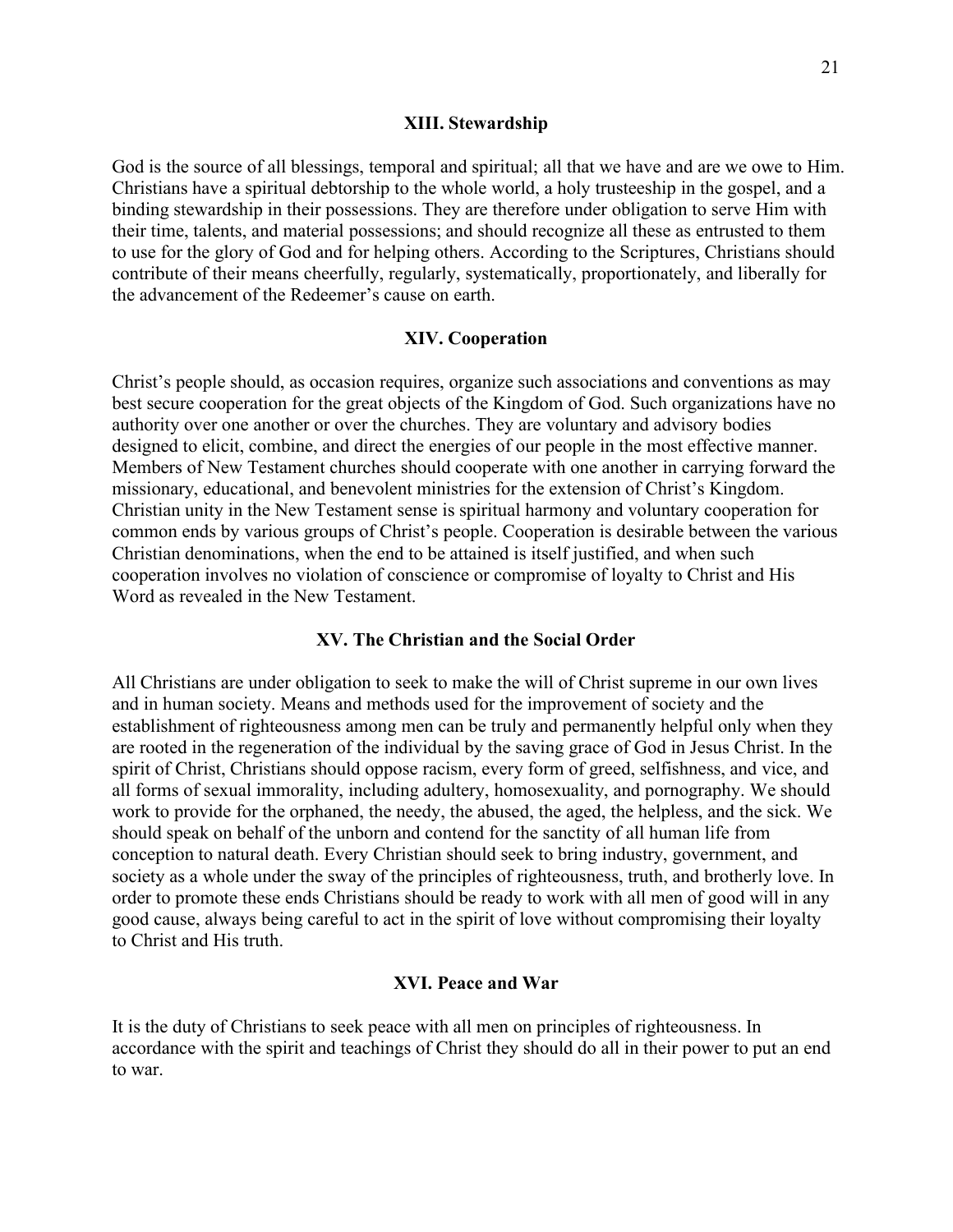### XIII. Stewardship

God is the source of all blessings, temporal and spiritual; all that we have and are we owe to Him. Christians have a spiritual debtorship to the whole world, a holy trusteeship in the gospel, and a binding stewardship in their possessions. They are therefore under obligation to serve Him with their time, talents, and material possessions; and should recognize all these as entrusted to them to use for the glory of God and for helping others. According to the Scriptures, Christians should contribute of their means cheerfully, regularly, systematically, proportionately, and liberally for the advancement of the Redeemer's cause on earth.

### XIV. Cooperation

Christ's people should, as occasion requires, organize such associations and conventions as may best secure cooperation for the great objects of the Kingdom of God. Such organizations have no authority over one another or over the churches. They are voluntary and advisory bodies designed to elicit, combine, and direct the energies of our people in the most effective manner. Members of New Testament churches should cooperate with one another in carrying forward the missionary, educational, and benevolent ministries for the extension of Christ's Kingdom. Christian unity in the New Testament sense is spiritual harmony and voluntary cooperation for common ends by various groups of Christ's people. Cooperation is desirable between the various Christian denominations, when the end to be attained is itself justified, and when such cooperation involves no violation of conscience or compromise of loyalty to Christ and His Word as revealed in the New Testament.

### XV. The Christian and the Social Order

All Christians are under obligation to seek to make the will of Christ supreme in our own lives and in human society. Means and methods used for the improvement of society and the establishment of righteousness among men can be truly and permanently helpful only when they are rooted in the regeneration of the individual by the saving grace of God in Jesus Christ. In the spirit of Christ, Christians should oppose racism, every form of greed, selfishness, and vice, and all forms of sexual immorality, including adultery, homosexuality, and pornography. We should work to provide for the orphaned, the needy, the abused, the aged, the helpless, and the sick. We should speak on behalf of the unborn and contend for the sanctity of all human life from conception to natural death. Every Christian should seek to bring industry, government, and society as a whole under the sway of the principles of righteousness, truth, and brotherly love. In order to promote these ends Christians should be ready to work with all men of good will in any good cause, always being careful to act in the spirit of love without compromising their loyalty to Christ and His truth.

### XVI. Peace and War

It is the duty of Christians to seek peace with all men on principles of righteousness. In accordance with the spirit and teachings of Christ they should do all in their power to put an end to war.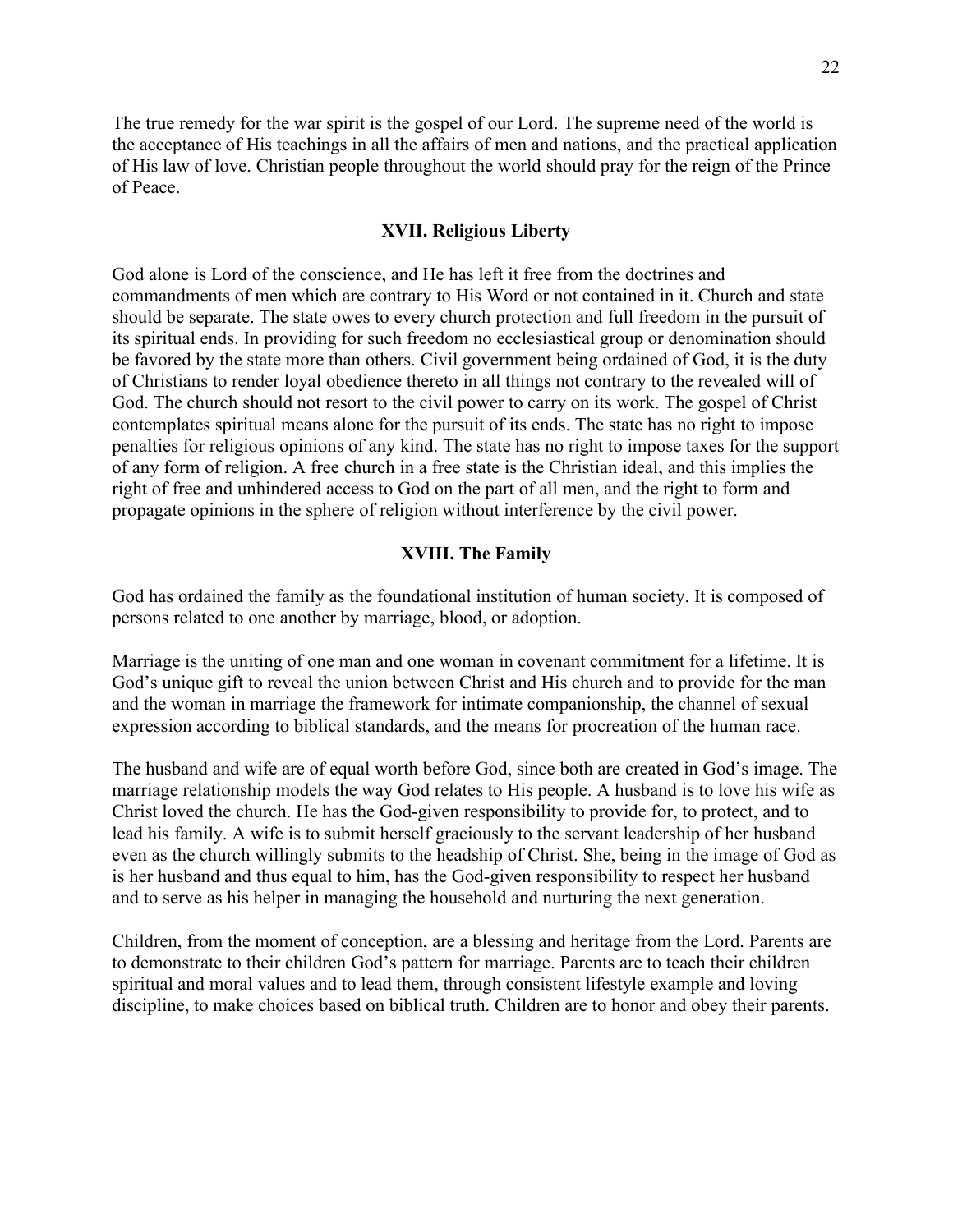The true remedy for the war spirit is the gospel of our Lord. The supreme need of the world is the acceptance of His teachings in all the affairs of men and nations, and the practical application of His law of love. Christian people throughout the world should pray for the reign of the Prince of Peace.

### XVII. Religious Liberty

God alone is Lord of the conscience, and He has left it free from the doctrines and commandments of men which are contrary to His Word or not contained in it. Church and state should be separate. The state owes to every church protection and full freedom in the pursuit of its spiritual ends. In providing for such freedom no ecclesiastical group or denomination should be favored by the state more than others. Civil government being ordained of God, it is the duty of Christians to render loyal obedience thereto in all things not contrary to the revealed will of God. The church should not resort to the civil power to carry on its work. The gospel of Christ contemplates spiritual means alone for the pursuit of its ends. The state has no right to impose penalties for religious opinions of any kind. The state has no right to impose taxes for the support of any form of religion. A free church in a free state is the Christian ideal, and this implies the right of free and unhindered access to God on the part of all men, and the right to form and propagate opinions in the sphere of religion without interference by the civil power.

### XVIII. The Family

God has ordained the family as the foundational institution of human society. It is composed of persons related to one another by marriage, blood, or adoption.

Marriage is the uniting of one man and one woman in covenant commitment for a lifetime. It is God's unique gift to reveal the union between Christ and His church and to provide for the man and the woman in marriage the framework for intimate companionship, the channel of sexual expression according to biblical standards, and the means for procreation of the human race.

The husband and wife are of equal worth before God, since both are created in God's image. The marriage relationship models the way God relates to His people. A husband is to love his wife as Christ loved the church. He has the God-given responsibility to provide for, to protect, and to lead his family. A wife is to submit herself graciously to the servant leadership of her husband even as the church willingly submits to the headship of Christ. She, being in the image of God as is her husband and thus equal to him, has the God-given responsibility to respect her husband and to serve as his helper in managing the household and nurturing the next generation.

Children, from the moment of conception, are a blessing and heritage from the Lord. Parents are to demonstrate to their children God's pattern for marriage. Parents are to teach their children spiritual and moral values and to lead them, through consistent lifestyle example and loving discipline, to make choices based on biblical truth. Children are to honor and obey their parents.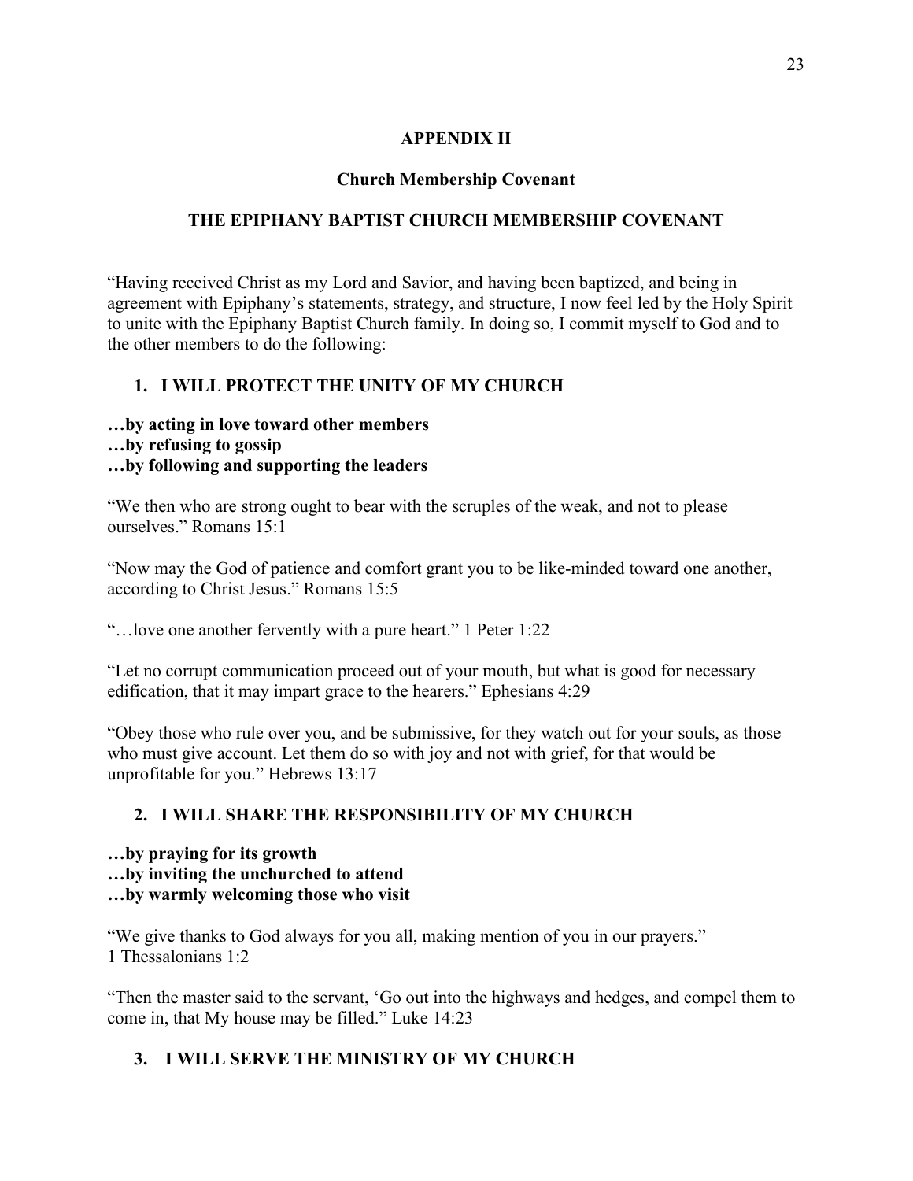# APPENDIX II

## Church Membership Covenant

## THE EPIPHANY BAPTIST CHURCH MEMBERSHIP COVENANT

"Having received Christ as my Lord and Savior, and having been baptized, and being in agreement with Epiphany's statements, strategy, and structure, I now feel led by the Holy Spirit to unite with the Epiphany Baptist Church family. In doing so, I commit myself to God and to the other members to do the following:

### 1. I WILL PROTECT THE UNITY OF MY CHURCH

**…by acting in love toward other members**
**…by refusing to gossip**
**…by following and supporting the leaders**

"We then who are strong ought to bear with the scruples of the weak, and not to please ourselves." Romans 15:1

"Now may the God of patience and comfort grant you to be like-minded toward one another, according to Christ Jesus." Romans 15:5

"…love one another fervently with a pure heart." 1 Peter 1:22

"Let no corrupt communication proceed out of your mouth, but what is good for necessary edification, that it may impart grace to the hearers." Ephesians 4:29

"Obey those who rule over you, and be submissive, for they watch out for your souls, as those who must give account. Let them do so with joy and not with grief, for that would be unprofitable for you." Hebrews 13:17

### 2. I WILL SHARE THE RESPONSIBILITY OF MY CHURCH

**…by praying for its growth**
**…by inviting the unchurched to attend**
**…by warmly welcoming those who visit**

"We give thanks to God always for you all, making mention of you in our prayers." 1 Thessalonians 1:2

"Then the master said to the servant, 'Go out into the highways and hedges, and compel them to come in, that My house may be filled." Luke 14:23

### 3. I WILL SERVE THE MINISTRY OF MY CHURCH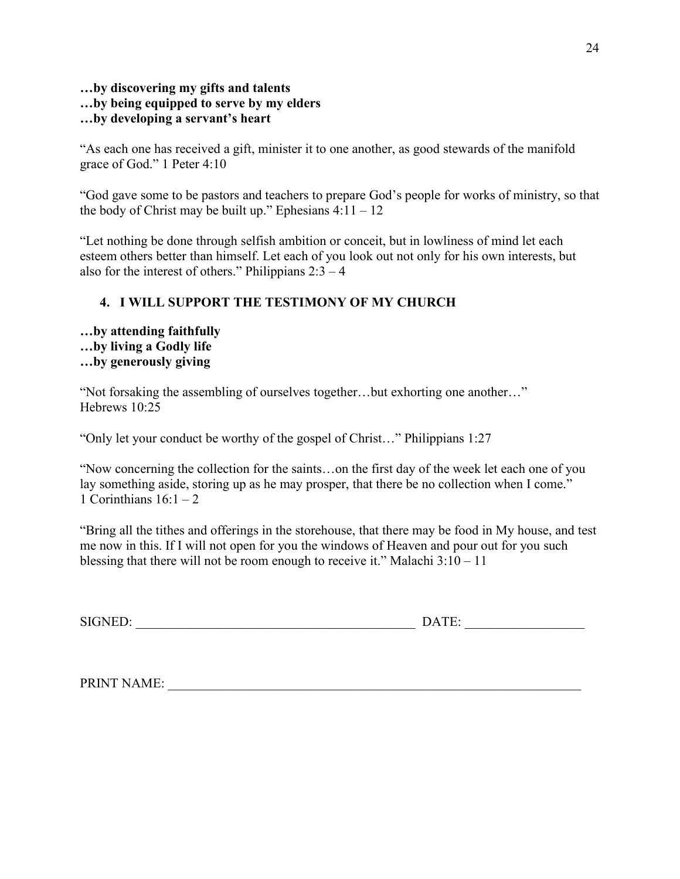**…by discovering my gifts and talents**
**…by being equipped to serve by my elders**
**…by developing a servant's heart**

"As each one has received a gift, minister it to one another, as good stewards of the manifold grace of God." 1 Peter 4:10

"God gave some to be pastors and teachers to prepare God's people for works of ministry, so that the body of Christ may be built up." Ephesians 4:11 – 12

"Let nothing be done through selfish ambition or conceit, but in lowliness of mind let each esteem others better than himself. Let each of you look out not only for his own interests, but also for the interest of others." Philippians 2:3 – 4

4. **I WILL SUPPORT THE TESTIMONY OF MY CHURCH**

**…by attending faithfully**
**…by living a Godly life**
**…by generously giving**

"Not forsaking the assembling of ourselves together…but exhorting one another…"
Hebrews 10:25

"Only let your conduct be worthy of the gospel of Christ…" Philippians 1:27

"Now concerning the collection for the saints…on the first day of the week let each one of you lay something aside, storing up as he may prosper, that there be no collection when I come."
1 Corinthians 16:1 – 2

"Bring all the tithes and offerings in the storehouse, that there may be food in My house, and test me now in this. If I will not open for you the windows of Heaven and pour out for you such blessing that there will not be room enough to receive it." Malachi 3:10 – 11

SIGNED: ___________________________________________ DATE: __________________

PRINT NAME: ________________________________________________________________